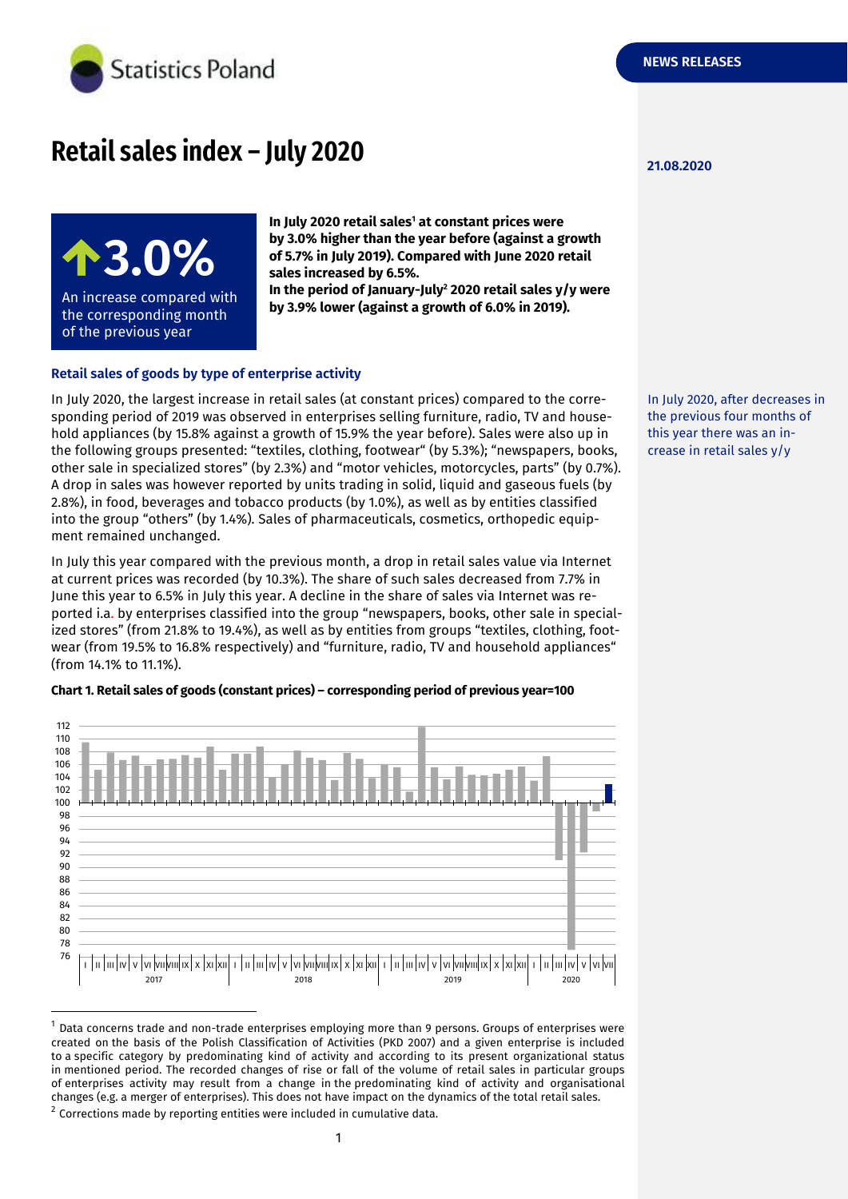# Retail sales index – July 2020

21.08.2020

**↑3.0%**

An increase compared with the corresponding month of the previous year

**In July 2020 retail sales[1] at constant prices were by 3.0% higher than the year before (against a growth of 5.7% in July 2019). Compared with June 2020 retail sales increased by 6.5%.**
**In the period of January-July[2] 2020 retail sales y/y were by 3.9% lower (against a growth of 6.0% in 2019).**

### Retail sales of goods by type of enterprise activity

In July 2020, after decreases in the previous four months of this year there was an increase in retail sales y/y

In July 2020, the largest increase in retail sales (at constant prices) compared to the corresponding period of 2019 was observed in enterprises selling furniture, radio, TV and household appliances (by 15.8% against a growth of 15.9% the year before). Sales were also up in the following groups presented: "textiles, clothing, footwear" (by 5.3%); "newspapers, books, other sale in specialized stores" (by 2.3%) and "motor vehicles, motorcycles, parts" (by 0.7%). A drop in sales was however reported by units trading in solid, liquid and gaseous fuels (by 2.8%), in food, beverages and tobacco products (by 1.0%), as well as by entities classified into the group "others" (by 1.4%). Sales of pharmaceuticals, cosmetics, orthopedic equipment remained unchanged.

In July this year compared with the previous month, a drop in retail sales value via Internet at current prices was recorded (by 10.3%). The share of such sales decreased from 7.7% in June this year to 6.5% in July this year. A decline in the share of sales via Internet was reported i.a. by enterprises classified into the group "newspapers, books, other sale in specialized stores" (from 21.8% to 19.4%), as well as by entities from groups "textiles, clothing, footwear (from 19.5% to 16.8% respectively) and "furniture, radio, TV and household appliances" (from 14.1% to 11.1%).

**Chart 1. Retail sales of goods (constant prices) – corresponding period of previous year=100**

[1] Data concerns trade and non-trade enterprises employing more than 9 persons. Groups of enterprises were created on the basis of the Polish Classification of Activities (PKD 2007) and a given enterprise is included to a specific category by predominating kind of activity and according to its present organizational status in mentioned period. The recorded changes of rise or fall of the volume of retail sales in particular groups of enterprises activity may result from a change in the predominating kind of activity and organisational changes (e.g. a merger of enterprises). This does not have impact on the dynamics of the total retail sales.

[2] Corrections made by reporting entities were included in cumulative data.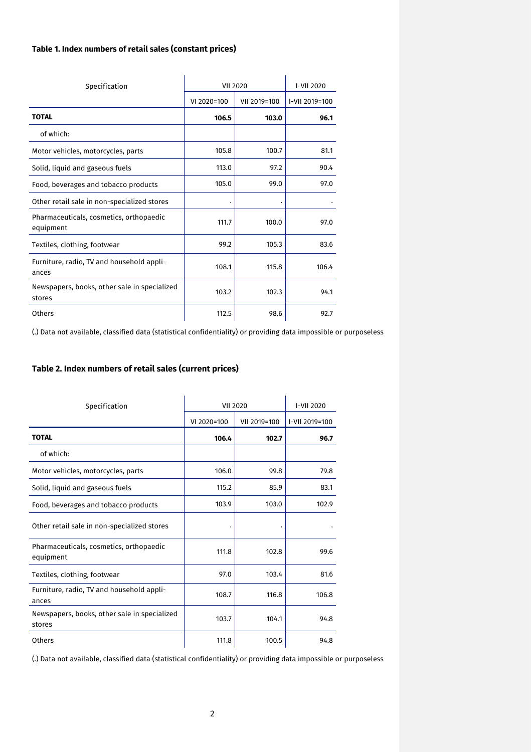**Table 1. Index numbers of retail sales (constant prices)**

| Specification | VII 2020 | | I-VII 2020 |
|---|---|---|---|
| | VI 2020=100 | VII 2019=100 | I-VII 2019=100 |
| **TOTAL** | **106.5** | **103.0** | **96.1** |
| of which: | | | |
| Motor vehicles, motorcycles, parts | 105.8 | 100.7 | 81.1 |
| Solid, liquid and gaseous fuels | 113.0 | 97.2 | 90.4 |
| Food, beverages and tobacco products | 105.0 | 99.0 | 97.0 |
| Other retail sale in non-specialized stores | . | . | . |
| Pharmaceuticals, cosmetics, orthopaedic equipment | 111.7 | 100.0 | 97.0 |
| Textiles, clothing, footwear | 99.2 | 105.3 | 83.6 |
| Furniture, radio, TV and household appliances | 108.1 | 115.8 | 106.4 |
| Newspapers, books, other sale in specialized stores | 103.2 | 102.3 | 94.1 |
| Others | 112.5 | 98.6 | 92.7 |

(.) Data not available, classified data (statistical confidentiality) or providing data impossible or purposeless

**Table 2. Index numbers of retail sales (current prices)**

| Specification | VII 2020 | | I-VII 2020 |
|---|---|---|---|
| | VI 2020=100 | VII 2019=100 | I-VII 2019=100 |
| **TOTAL** | **106.4** | **102.7** | **96.7** |
| of which: | | | |
| Motor vehicles, motorcycles, parts | 106.0 | 99.8 | 79.8 |
| Solid, liquid and gaseous fuels | 115.2 | 85.9 | 83.1 |
| Food, beverages and tobacco products | 103.9 | 103.0 | 102.9 |
| Other retail sale in non-specialized stores | . | . | . |
| Pharmaceuticals, cosmetics, orthopaedic equipment | 111.8 | 102.8 | 99.6 |
| Textiles, clothing, footwear | 97.0 | 103.4 | 81.6 |
| Furniture, radio, TV and household appliances | 108.7 | 116.8 | 106.8 |
| Newspapers, books, other sale in specialized stores | 103.7 | 104.1 | 94.8 |
| Others | 111.8 | 100.5 | 94.8 |

(.) Data not available, classified data (statistical confidentiality) or providing data impossible or purposeless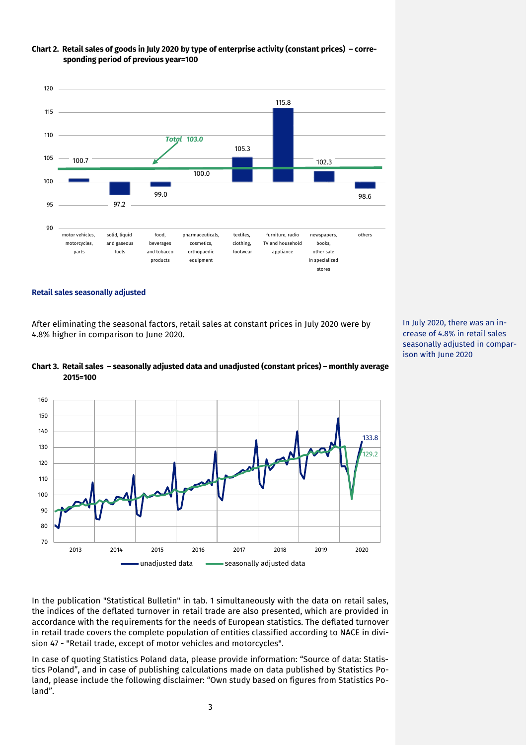**Chart 2. Retail sales of goods in July 2020 by type of enterprise activity (constant prices) – corresponding period of previous year=100**

| Category | Index |
|---|---|
| motor vehicles, motorcycles, parts | 100.7 |
| solid, liquid and gaseous fuels | 97.2 |
| food, beverages and tobacco products | 99.0 |
| pharmaceuticals, cosmetics, orthopaedic equipment | 100.0 |
| textiles, clothing, footwear | 105.3 |
| furniture, radio TV and household appliance | 115.8 |
| newspapers, books, other sale in specialized stores | 102.3 |
| others | 98.6 |
| *Total* | *103.0* |

### Retail sales seasonally adjusted

After eliminating the seasonal factors, retail sales at constant prices in July 2020 were by 4.8% higher in comparison to June 2020.

In July 2020, there was an increase of 4.8% in retail sales seasonally adjusted in comparison with June 2020

**Chart 3. Retail sales – seasonally adjusted data and unadjusted (constant prices) – monthly average 2015=100**

unadjusted data: 133.8; seasonally adjusted data: 129.2

In the publication "Statistical Bulletin" in tab. 1 simultaneously with the data on retail sales, the indices of the deflated turnover in retail trade are also presented, which are provided in accordance with the requirements for the needs of European statistics. The deflated turnover in retail trade covers the complete population of entities classified according to NACE in division 47 - "Retail trade, except of motor vehicles and motorcycles".

In case of quoting Statistics Poland data, please provide information: "Source of data: Statistics Poland", and in case of publishing calculations made on data published by Statistics Poland, please include the following disclaimer: "Own study based on figures from Statistics Poland".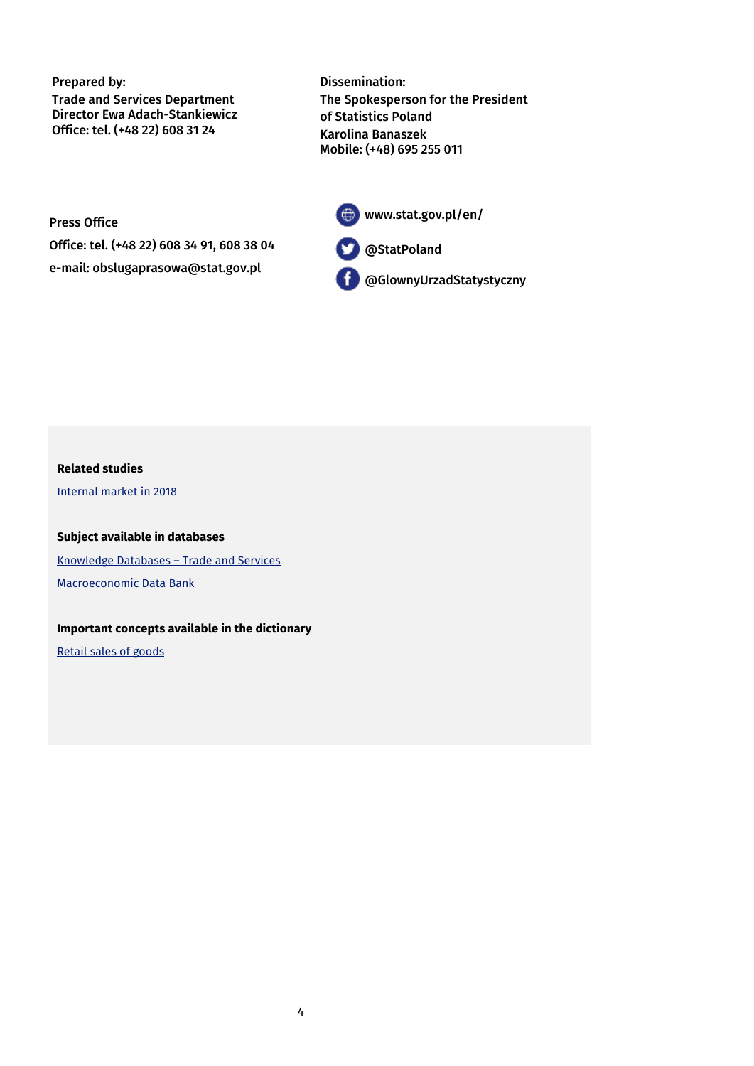**Prepared by:**
**Trade and Services Department**
**Director Ewa Adach-Stankiewicz**
**Office: tel. (+48 22) 608 31 24**

**Dissemination:**
**The Spokesperson for the President of Statistics Poland**
**Karolina Banaszek**
**Mobile: (+48) 695 255 011**

**Press Office**
**Office: tel. (+48 22) 608 34 91, 608 38 04**
**e-mail: obslugaprasowa@stat.gov.pl**

**www.stat.gov.pl/en/**

**@StatPoland**

**@GlownyUrzadStatystyczny**

**Related studies**

Internal market in 2018

**Subject available in databases**

Knowledge Databases – Trade and Services

Macroeconomic Data Bank

**Important concepts available in the dictionary**

Retail sales of goods